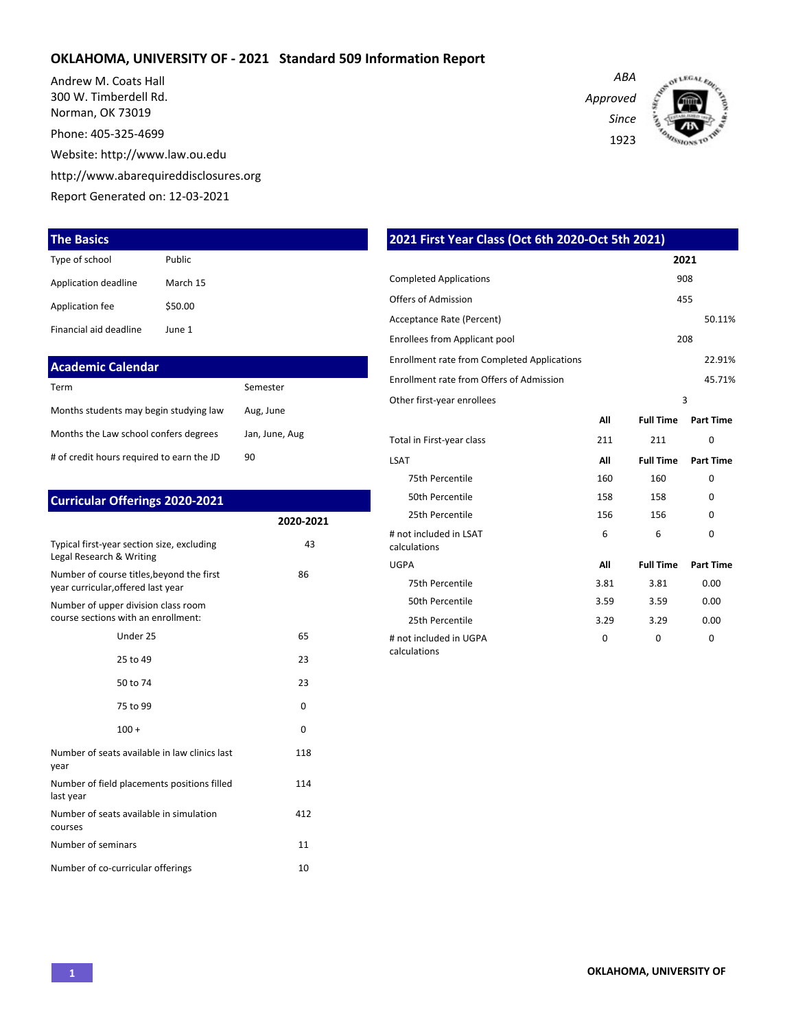# OKLAHOMA, UNIVERSITY OF - 2021 Standard 509 Information Report

Andrew M. Coats Hall
300 W. Timberdell Rd.
Norman, OK 73019

Phone: 405-325-4699

Website: http://www.law.ou.edu

http://www.abarequireddisclosures.org

Report Generated on: 12-03-2021

*ABA Approved Since 1923*

## The Basics

| | |
|---|---|
| Type of school | Public |
| Application deadline | March 15 |
| Application fee | $50.00 |
| Financial aid deadline | June 1 |

## Academic Calendar

| | |
|---|---|
| Term | Semester |
| Months students may begin studying law | Aug, June |
| Months the Law school confers degrees | Jan, June, Aug |
| # of credit hours required to earn the JD | 90 |

## Curricular Offerings 2020-2021

| | 2020-2021 |
|---|---|
| Typical first-year section size, excluding Legal Research & Writing | 43 |
| Number of course titles,beyond the first year curricular,offered last year | 86 |
| Number of upper division class room course sections with an enrollment: | |
| Under 25 | 65 |
| 25 to 49 | 23 |
| 50 to 74 | 23 |
| 75 to 99 | 0 |
| 100 + | 0 |
| Number of seats available in law clinics last year | 118 |
| Number of field placements positions filled last year | 114 |
| Number of seats available in simulation courses | 412 |
| Number of seminars | 11 |
| Number of co-curricular offerings | 10 |

## 2021 First Year Class (Oct 6th 2020-Oct 5th 2021)

| | 2021 |
|---|---|
| Completed Applications | 908 |
| Offers of Admission | 455 |
| Acceptance Rate (Percent) | 50.11% |
| Enrollees from Applicant pool | 208 |
| Enrollment rate from Completed Applications | 22.91% |
| Enrollment rate from Offers of Admission | 45.71% |
| Other first-year enrollees | 3 |

| | All | Full Time | Part Time |
|---|---|---|---|
| Total in First-year class | 211 | 211 | 0 |
| **LSAT** | **All** | **Full Time** | **Part Time** |
| 75th Percentile | 160 | 160 | 0 |
| 50th Percentile | 158 | 158 | 0 |
| 25th Percentile | 156 | 156 | 0 |
| # not included in LSAT calculations | 6 | 6 | 0 |
| **UGPA** | **All** | **Full Time** | **Part Time** |
| 75th Percentile | 3.81 | 3.81 | 0.00 |
| 50th Percentile | 3.59 | 3.59 | 0.00 |
| 25th Percentile | 3.29 | 3.29 | 0.00 |
| # not included in UGPA calculations | 0 | 0 | 0 |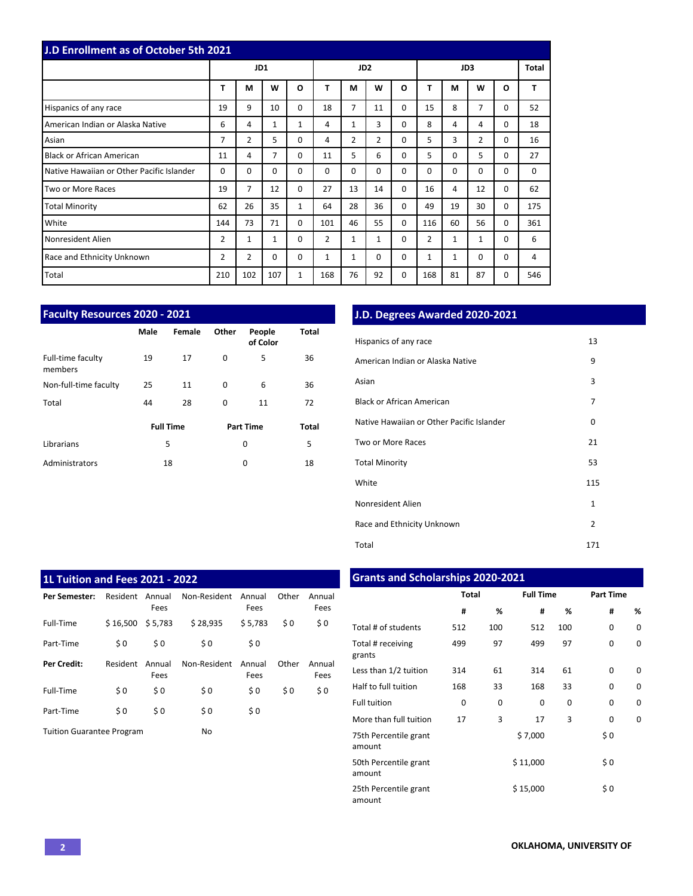## J.D Enrollment as of October 5th 2021

| | JD1 | | | | JD2 | | | | JD3 | | | | Total |
|---|---|---|---|---|---|---|---|---|---|---|---|---|---|
| | T | M | W | O | T | M | W | O | T | M | W | O | T |
| Hispanics of any race | 19 | 9 | 10 | 0 | 18 | 7 | 11 | 0 | 15 | 8 | 7 | 0 | 52 |
| American Indian or Alaska Native | 6 | 4 | 1 | 1 | 4 | 1 | 3 | 0 | 8 | 4 | 4 | 0 | 18 |
| Asian | 7 | 2 | 5 | 0 | 4 | 2 | 2 | 0 | 5 | 3 | 2 | 0 | 16 |
| Black or African American | 11 | 4 | 7 | 0 | 11 | 5 | 6 | 0 | 5 | 0 | 5 | 0 | 27 |
| Native Hawaiian or Other Pacific Islander | 0 | 0 | 0 | 0 | 0 | 0 | 0 | 0 | 0 | 0 | 0 | 0 | 0 |
| Two or More Races | 19 | 7 | 12 | 0 | 27 | 13 | 14 | 0 | 16 | 4 | 12 | 0 | 62 |
| Total Minority | 62 | 26 | 35 | 1 | 64 | 28 | 36 | 0 | 49 | 19 | 30 | 0 | 175 |
| White | 144 | 73 | 71 | 0 | 101 | 46 | 55 | 0 | 116 | 60 | 56 | 0 | 361 |
| Nonresident Alien | 2 | 1 | 1 | 0 | 2 | 1 | 1 | 0 | 2 | 1 | 1 | 0 | 6 |
| Race and Ethnicity Unknown | 2 | 2 | 0 | 0 | 1 | 1 | 0 | 0 | 1 | 1 | 0 | 0 | 4 |
| Total | 210 | 102 | 107 | 1 | 168 | 76 | 92 | 0 | 168 | 81 | 87 | 0 | 546 |

## Faculty Resources 2020 - 2021

| | Male | Female | Other | People of Color | Total |
|---|---|---|---|---|---|
| Full-time faculty members | 19 | 17 | 0 | 5 | 36 |
| Non-full-time faculty | 25 | 11 | 0 | 6 | 36 |
| Total | 44 | 28 | 0 | 11 | 72 |

| | Full Time | Part Time | Total |
|---|---|---|---|
| Librarians | 5 | 0 | 5 |
| Administrators | 18 | 0 | 18 |

## J.D. Degrees Awarded 2020-2021

| | |
|---|---|
| Hispanics of any race | 13 |
| American Indian or Alaska Native | 9 |
| Asian | 3 |
| Black or African American | 7 |
| Native Hawaiian or Other Pacific Islander | 0 |
| Two or More Races | 21 |
| Total Minority | 53 |
| White | 115 |
| Nonresident Alien | 1 |
| Race and Ethnicity Unknown | 2 |
| Total | 171 |

## 1L Tuition and Fees 2021 - 2022

| **Per Semester:** | Resident | Annual Fees | Non-Resident | Annual Fees | Other | Annual Fees |
|---|---|---|---|---|---|---|
| Full-Time | $ 16,500 | $ 5,783 | $ 28,935 | $ 5,783 | $ 0 | $ 0 |
| Part-Time | $ 0 | $ 0 | $ 0 | $ 0 | | |
| **Per Credit:** | Resident | Annual Fees | Non-Resident | Annual Fees | Other | Annual Fees |
| Full-Time | $ 0 | $ 0 | $ 0 | $ 0 | $ 0 | $ 0 |
| Part-Time | $ 0 | $ 0 | $ 0 | $ 0 | | |

Tuition Guarantee Program: No

## Grants and Scholarships 2020-2021

| | Total | | Full Time | | Part Time | |
|---|---|---|---|---|---|---|
| | # | % | # | % | # | % |
| Total # of students | 512 | 100 | 512 | 100 | 0 | 0 |
| Total # receiving grants | 499 | 97 | 499 | 97 | 0 | 0 |
| Less than 1/2 tuition | 314 | 61 | 314 | 61 | 0 | 0 |
| Half to full tuition | 168 | 33 | 168 | 33 | 0 | 0 |
| Full tuition | 0 | 0 | 0 | 0 | 0 | 0 |
| More than full tuition | 17 | 3 | 17 | 3 | 0 | 0 |
| 75th Percentile grant amount | | | $ 7,000 | | $ 0 | |
| 50th Percentile grant amount | | | $ 11,000 | | $ 0 | |
| 25th Percentile grant amount | | | $ 15,000 | | $ 0 | |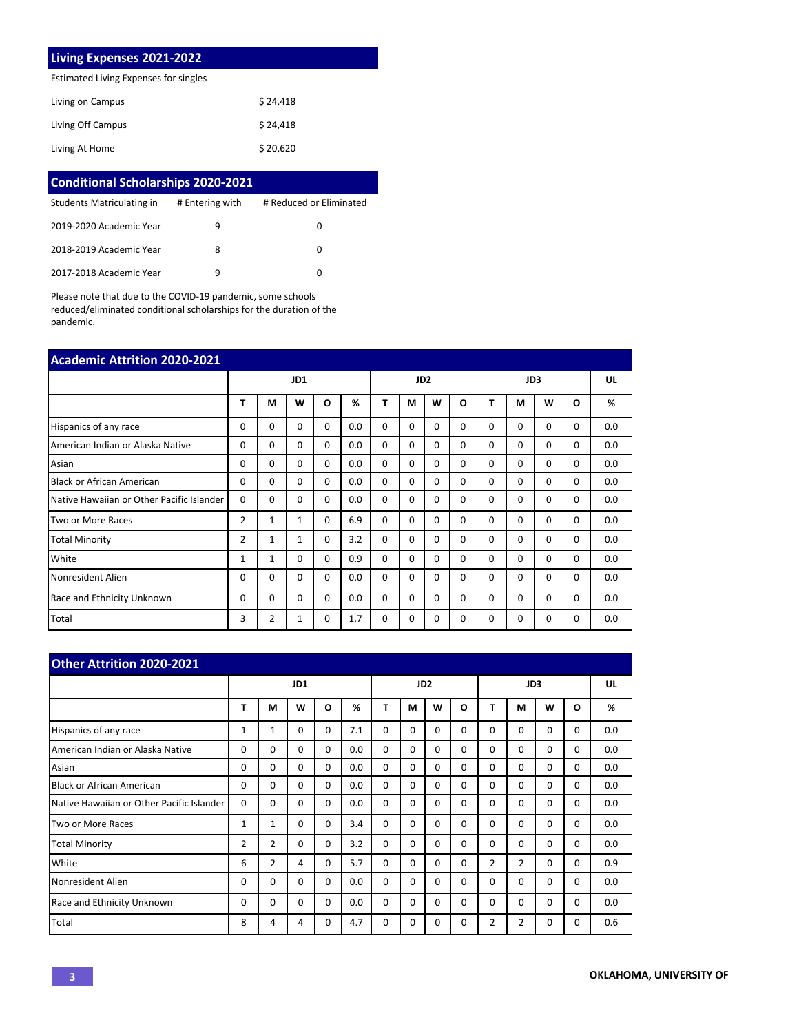## Living Expenses 2021-2022

| Estimated Living Expenses for singles | |
|---|---|
| Living on Campus | $ 24,418 |
| Living Off Campus | $ 24,418 |
| Living At Home | $ 20,620 |

## Conditional Scholarships 2020-2021

| Students Matriculating in | # Entering with | # Reduced or Eliminated |
|---|---|---|
| 2019-2020 Academic Year | 9 | 0 |
| 2018-2019 Academic Year | 8 | 0 |
| 2017-2018 Academic Year | 9 | 0 |

Please note that due to the COVID-19 pandemic, some schools reduced/eliminated conditional scholarships for the duration of the pandemic.

## Academic Attrition 2020-2021

| | JD1 | | | | | JD2 | | | | JD3 | | | | UL |
|---|---|---|---|---|---|---|---|---|---|---|---|---|---|---|
| | T | M | W | O | % | T | M | W | O | T | M | W | O | % |
| Hispanics of any race | 0 | 0 | 0 | 0 | 0.0 | 0 | 0 | 0 | 0 | 0 | 0 | 0 | 0 | 0.0 |
| American Indian or Alaska Native | 0 | 0 | 0 | 0 | 0.0 | 0 | 0 | 0 | 0 | 0 | 0 | 0 | 0 | 0.0 |
| Asian | 0 | 0 | 0 | 0 | 0.0 | 0 | 0 | 0 | 0 | 0 | 0 | 0 | 0 | 0.0 |
| Black or African American | 0 | 0 | 0 | 0 | 0.0 | 0 | 0 | 0 | 0 | 0 | 0 | 0 | 0 | 0.0 |
| Native Hawaiian or Other Pacific Islander | 0 | 0 | 0 | 0 | 0.0 | 0 | 0 | 0 | 0 | 0 | 0 | 0 | 0 | 0.0 |
| Two or More Races | 2 | 1 | 1 | 0 | 6.9 | 0 | 0 | 0 | 0 | 0 | 0 | 0 | 0 | 0.0 |
| Total Minority | 2 | 1 | 1 | 0 | 3.2 | 0 | 0 | 0 | 0 | 0 | 0 | 0 | 0 | 0.0 |
| White | 1 | 1 | 0 | 0 | 0.9 | 0 | 0 | 0 | 0 | 0 | 0 | 0 | 0 | 0.0 |
| Nonresident Alien | 0 | 0 | 0 | 0 | 0.0 | 0 | 0 | 0 | 0 | 0 | 0 | 0 | 0 | 0.0 |
| Race and Ethnicity Unknown | 0 | 0 | 0 | 0 | 0.0 | 0 | 0 | 0 | 0 | 0 | 0 | 0 | 0 | 0.0 |
| Total | 3 | 2 | 1 | 0 | 1.7 | 0 | 0 | 0 | 0 | 0 | 0 | 0 | 0 | 0.0 |

## Other Attrition 2020-2021

| | JD1 | | | | | JD2 | | | | JD3 | | | | UL |
|---|---|---|---|---|---|---|---|---|---|---|---|---|---|---|
| | T | M | W | O | % | T | M | W | O | T | M | W | O | % |
| Hispanics of any race | 1 | 1 | 0 | 0 | 7.1 | 0 | 0 | 0 | 0 | 0 | 0 | 0 | 0 | 0.0 |
| American Indian or Alaska Native | 0 | 0 | 0 | 0 | 0.0 | 0 | 0 | 0 | 0 | 0 | 0 | 0 | 0 | 0.0 |
| Asian | 0 | 0 | 0 | 0 | 0.0 | 0 | 0 | 0 | 0 | 0 | 0 | 0 | 0 | 0.0 |
| Black or African American | 0 | 0 | 0 | 0 | 0.0 | 0 | 0 | 0 | 0 | 0 | 0 | 0 | 0 | 0.0 |
| Native Hawaiian or Other Pacific Islander | 0 | 0 | 0 | 0 | 0.0 | 0 | 0 | 0 | 0 | 0 | 0 | 0 | 0 | 0.0 |
| Two or More Races | 1 | 1 | 0 | 0 | 3.4 | 0 | 0 | 0 | 0 | 0 | 0 | 0 | 0 | 0.0 |
| Total Minority | 2 | 2 | 0 | 0 | 3.2 | 0 | 0 | 0 | 0 | 0 | 0 | 0 | 0 | 0.0 |
| White | 6 | 2 | 4 | 0 | 5.7 | 0 | 0 | 0 | 0 | 2 | 2 | 0 | 0 | 0.9 |
| Nonresident Alien | 0 | 0 | 0 | 0 | 0.0 | 0 | 0 | 0 | 0 | 0 | 0 | 0 | 0 | 0.0 |
| Race and Ethnicity Unknown | 0 | 0 | 0 | 0 | 0.0 | 0 | 0 | 0 | 0 | 0 | 0 | 0 | 0 | 0.0 |
| Total | 8 | 4 | 4 | 0 | 4.7 | 0 | 0 | 0 | 0 | 2 | 2 | 0 | 0 | 0.6 |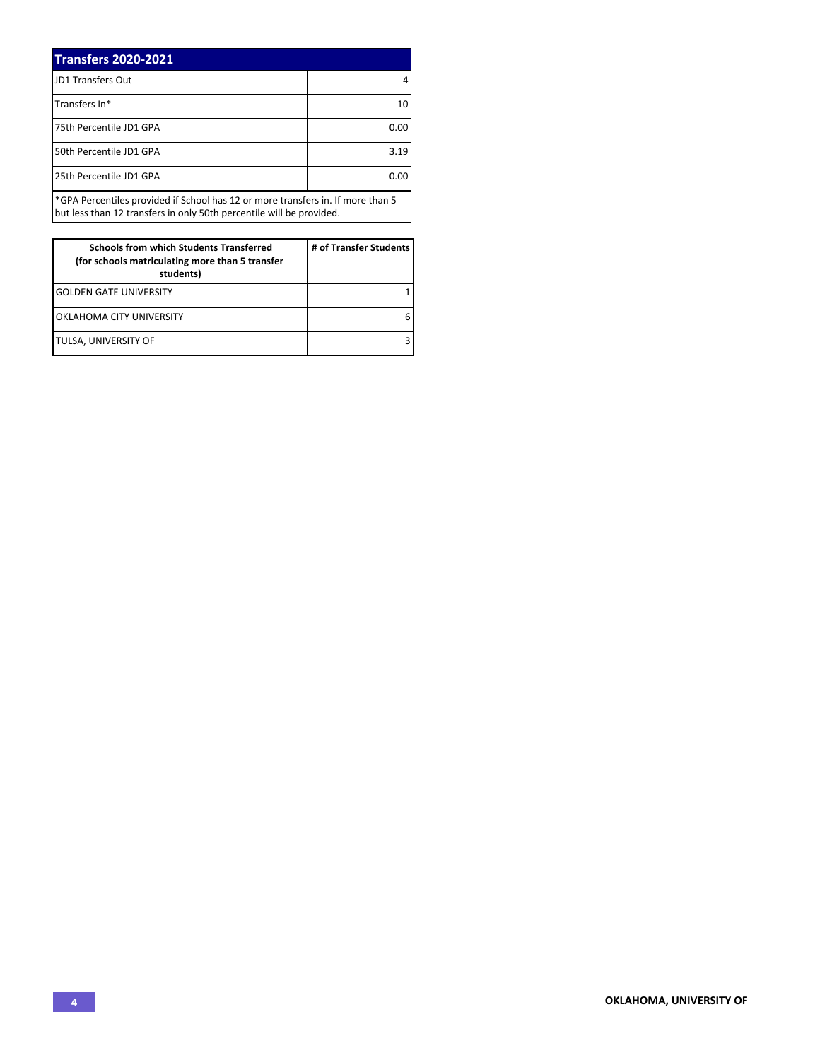| Transfers 2020-2021 | |
|---|---|
| JD1 Transfers Out | 4 |
| Transfers In* | 10 |
| 75th Percentile JD1 GPA | 0.00 |
| 50th Percentile JD1 GPA | 3.19 |
| 25th Percentile JD1 GPA | 0.00 |

*GPA Percentiles provided if School has 12 or more transfers in. If more than 5 but less than 12 transfers in only 50th percentile will be provided.

| Schools from which Students Transferred (for schools matriculating more than 5 transfer students) | # of Transfer Students |
|---|---|
| GOLDEN GATE UNIVERSITY | 1 |
| OKLAHOMA CITY UNIVERSITY | 6 |
| TULSA, UNIVERSITY OF | 3 |